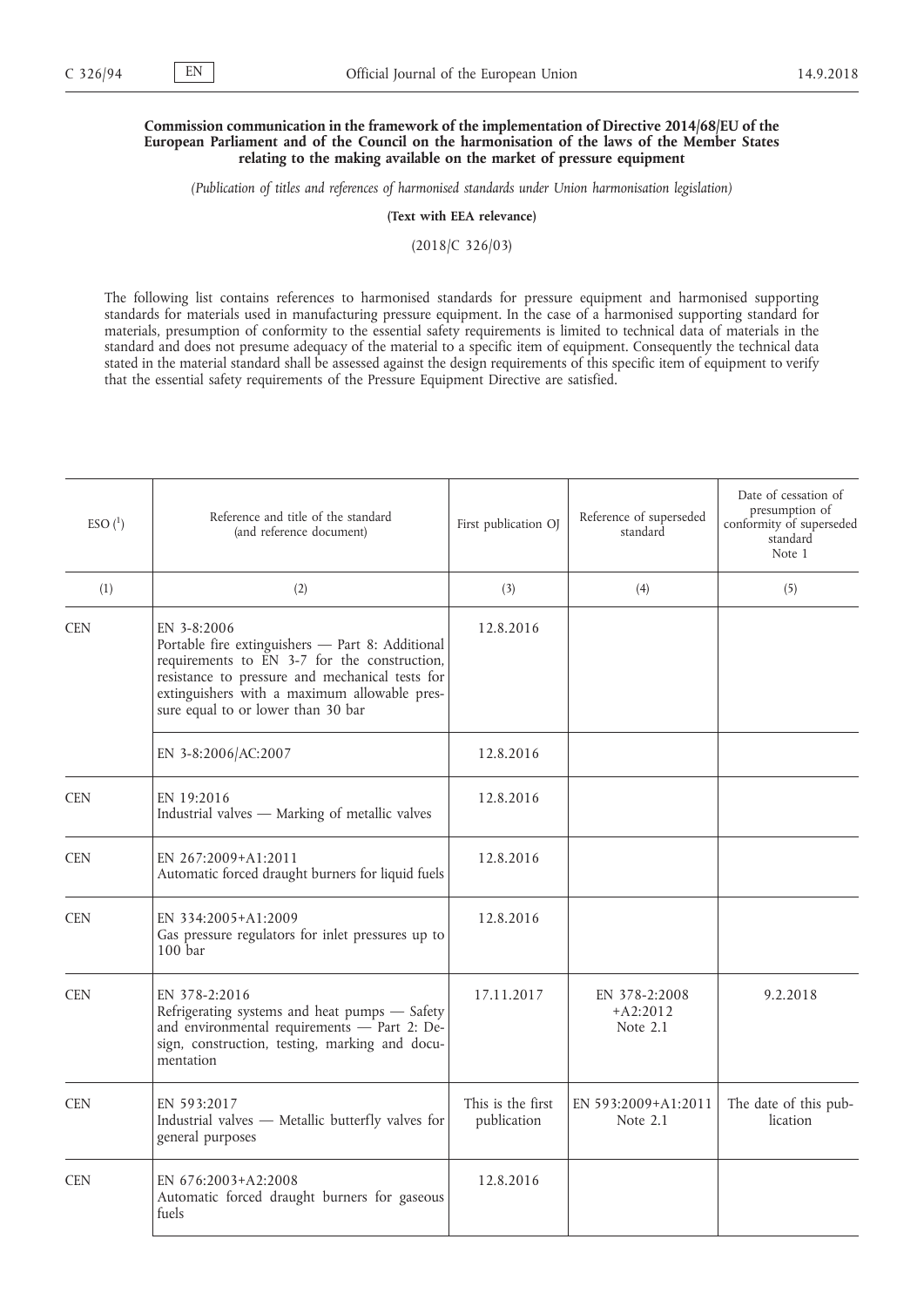**Commission communication in the framework of the implementation of Directive 2014/68/EU of the European Parliament and of the Council on the harmonisation of the laws of the Member States relating to the making available on the market of pressure equipment**

*(Publication of titles and references of harmonised standards under Union harmonisation legislation)*

**(Text with EEA relevance)**

(2018/C 326/03)

The following list contains references to harmonised standards for pressure equipment and harmonised supporting standards for materials used in manufacturing pressure equipment. In the case of a harmonised supporting standard for materials, presumption of conformity to the essential safety requirements is limited to technical data of materials in the standard and does not presume adequacy of the material to a specific item of equipment. Consequently the technical data stated in the material standard shall be assessed against the design requirements of this specific item of equipment to verify that the essential safety requirements of the Pressure Equipment Directive are satisfied.

| ESO [1] | Reference and title of the standard (and reference document) | First publication OJ | Reference of superseded standard | Date of cessation of presumption of conformity of superseded standard Note 1 |
|---|---|---|---|---|
| (1) | (2) | (3) | (4) | (5) |
| CEN | EN 3-8:2006 Portable fire extinguishers — Part 8: Additional requirements to EN 3-7 for the construction, resistance to pressure and mechanical tests for extinguishers with a maximum allowable pressure equal to or lower than 30 bar | 12.8.2016 | | |
| | EN 3-8:2006/AC:2007 | 12.8.2016 | | |
| CEN | EN 19:2016 Industrial valves — Marking of metallic valves | 12.8.2016 | | |
| CEN | EN 267:2009+A1:2011 Automatic forced draught burners for liquid fuels | 12.8.2016 | | |
| CEN | EN 334:2005+A1:2009 Gas pressure regulators for inlet pressures up to 100 bar | 12.8.2016 | | |
| CEN | EN 378-2:2016 Refrigerating systems and heat pumps — Safety and environmental requirements — Part 2: Design, construction, testing, marking and documentation | 17.11.2017 | EN 378-2:2008 +A2:2012 Note 2.1 | 9.2.2018 |
| CEN | EN 593:2017 Industrial valves — Metallic butterfly valves for general purposes | This is the first publication | EN 593:2009+A1:2011 Note 2.1 | The date of this publication |
| CEN | EN 676:2003+A2:2008 Automatic forced draught burners for gaseous fuels | 12.8.2016 | | |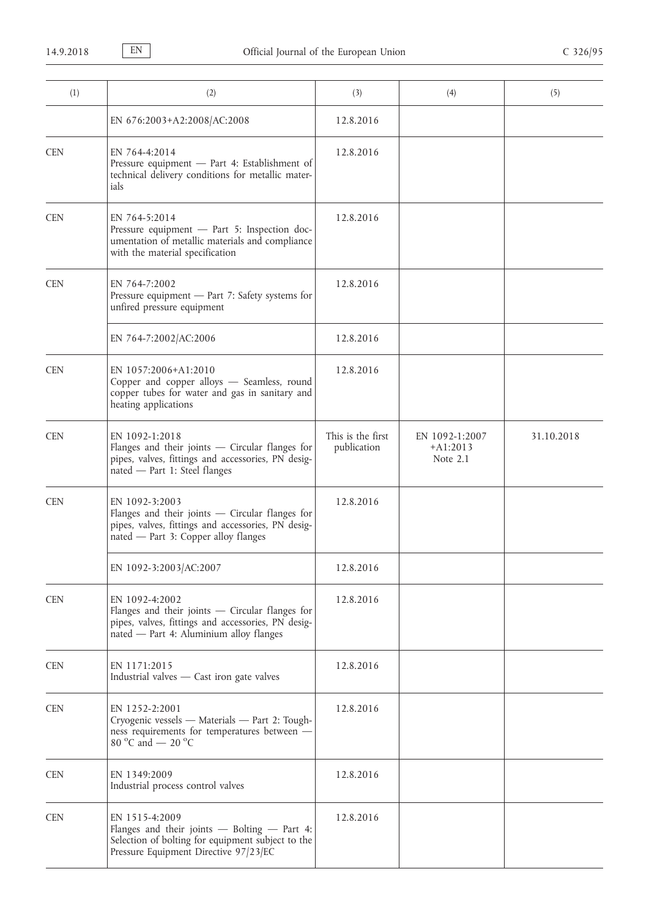| (1) | (2) | (3) | (4) | (5) |
|---|---|---|---|---|
| | EN 676:2003+A2:2008/AC:2008 | 12.8.2016 | | |
| CEN | EN 764-4:2014<br>Pressure equipment — Part 4: Establishment of technical delivery conditions for metallic materials | 12.8.2016 | | |
| CEN | EN 764-5:2014<br>Pressure equipment — Part 5: Inspection documentation of metallic materials and compliance with the material specification | 12.8.2016 | | |
| CEN | EN 764-7:2002<br>Pressure equipment — Part 7: Safety systems for unfired pressure equipment | 12.8.2016 | | |
| | EN 764-7:2002/AC:2006 | 12.8.2016 | | |
| CEN | EN 1057:2006+A1:2010<br>Copper and copper alloys — Seamless, round copper tubes for water and gas in sanitary and heating applications | 12.8.2016 | | |
| CEN | EN 1092-1:2018<br>Flanges and their joints — Circular flanges for pipes, valves, fittings and accessories, PN designated — Part 1: Steel flanges | This is the first publication | EN 1092-1:2007 +A1:2013<br>Note 2.1 | 31.10.2018 |
| CEN | EN 1092-3:2003<br>Flanges and their joints — Circular flanges for pipes, valves, fittings and accessories, PN designated — Part 3: Copper alloy flanges | 12.8.2016 | | |
| | EN 1092-3:2003/AC:2007 | 12.8.2016 | | |
| CEN | EN 1092-4:2002<br>Flanges and their joints — Circular flanges for pipes, valves, fittings and accessories, PN designated — Part 4: Aluminium alloy flanges | 12.8.2016 | | |
| CEN | EN 1171:2015<br>Industrial valves — Cast iron gate valves | 12.8.2016 | | |
| CEN | EN 1252-2:2001<br>Cryogenic vessels — Materials — Part 2: Toughness requirements for temperatures between — 80 °C and — 20 °C | 12.8.2016 | | |
| CEN | EN 1349:2009<br>Industrial process control valves | 12.8.2016 | | |
| CEN | EN 1515-4:2009<br>Flanges and their joints — Bolting — Part 4: Selection of bolting for equipment subject to the Pressure Equipment Directive 97/23/EC | 12.8.2016 | | |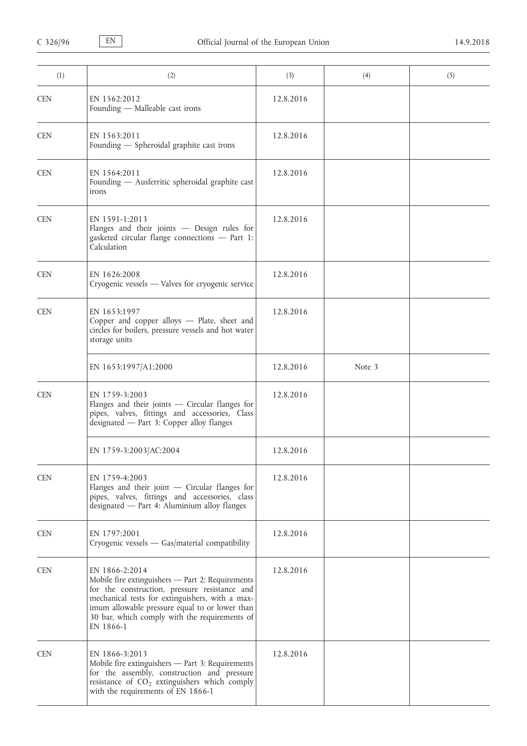| (1) | (2) | (3) | (4) | (5) |
|---|---|---|---|---|
| CEN | EN 1562:2012<br>Founding — Malleable cast irons | 12.8.2016 | | |
| CEN | EN 1563:2011<br>Founding — Spheroidal graphite cast irons | 12.8.2016 | | |
| CEN | EN 1564:2011<br>Founding — Ausferritic spheroidal graphite cast irons | 12.8.2016 | | |
| CEN | EN 1591-1:2013<br>Flanges and their joints — Design rules for gasketed circular flange connections — Part 1: Calculation | 12.8.2016 | | |
| CEN | EN 1626:2008<br>Cryogenic vessels — Valves for cryogenic service | 12.8.2016 | | |
| CEN | EN 1653:1997<br>Copper and copper alloys — Plate, sheet and circles for boilers, pressure vessels and hot water storage units | 12.8.2016 | | |
| | EN 1653:1997/A1:2000 | 12.8.2016 | Note 3 | |
| CEN | EN 1759-3:2003<br>Flanges and their joints — Circular flanges for pipes, valves, fittings and accessories, Class designated — Part 3: Copper alloy flanges | 12.8.2016 | | |
| | EN 1759-3:2003/AC:2004 | 12.8.2016 | | |
| CEN | EN 1759-4:2003<br>Flanges and their joint — Circular flanges for pipes, valves, fittings and accessories, class designated — Part 4: Aluminium alloy flanges | 12.8.2016 | | |
| CEN | EN 1797:2001<br>Cryogenic vessels — Gas/material compatibility | 12.8.2016 | | |
| CEN | EN 1866-2:2014<br>Mobile fire extinguishers — Part 2: Requirements for the construction, pressure resistance and mechanical tests for extinguishers, with a maximum allowable pressure equal to or lower than 30 bar, which comply with the requirements of EN 1866-1 | 12.8.2016 | | |
| CEN | EN 1866-3:2013<br>Mobile fire extinguishers — Part 3: Requirements for the assembly, construction and pressure resistance of $CO_2$ extinguishers which comply with the requirements of EN 1866-1 | 12.8.2016 | | |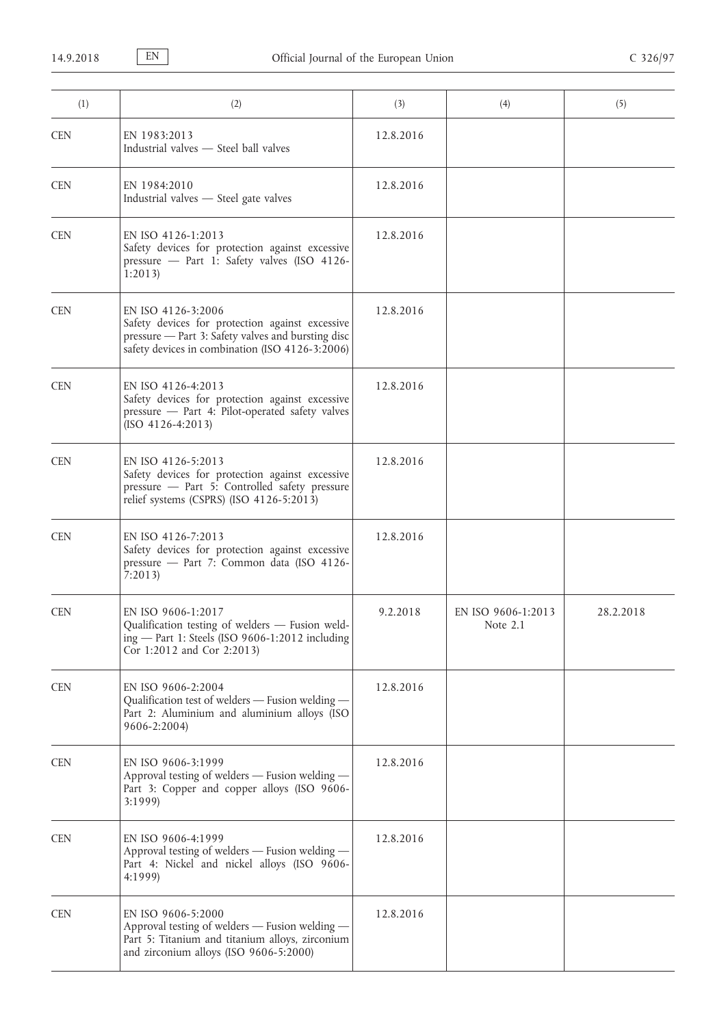| (1) | (2) | (3) | (4) | (5) |
|---|---|---|---|---|
| CEN | EN 1983:2013<br>Industrial valves — Steel ball valves | 12.8.2016 | | |
| CEN | EN 1984:2010<br>Industrial valves — Steel gate valves | 12.8.2016 | | |
| CEN | EN ISO 4126-1:2013<br>Safety devices for protection against excessive pressure — Part 1: Safety valves (ISO 4126-1:2013) | 12.8.2016 | | |
| CEN | EN ISO 4126-3:2006<br>Safety devices for protection against excessive pressure — Part 3: Safety valves and bursting disc safety devices in combination (ISO 4126-3:2006) | 12.8.2016 | | |
| CEN | EN ISO 4126-4:2013<br>Safety devices for protection against excessive pressure — Part 4: Pilot-operated safety valves (ISO 4126-4:2013) | 12.8.2016 | | |
| CEN | EN ISO 4126-5:2013<br>Safety devices for protection against excessive pressure — Part 5: Controlled safety pressure relief systems (CSPRS) (ISO 4126-5:2013) | 12.8.2016 | | |
| CEN | EN ISO 4126-7:2013<br>Safety devices for protection against excessive pressure — Part 7: Common data (ISO 4126-7:2013) | 12.8.2016 | | |
| CEN | EN ISO 9606-1:2017<br>Qualification testing of welders — Fusion welding — Part 1: Steels (ISO 9606-1:2012 including Cor 1:2012 and Cor 2:2013) | 9.2.2018 | EN ISO 9606-1:2013<br>Note 2.1 | 28.2.2018 |
| CEN | EN ISO 9606-2:2004<br>Qualification test of welders — Fusion welding — Part 2: Aluminium and aluminium alloys (ISO 9606-2:2004) | 12.8.2016 | | |
| CEN | EN ISO 9606-3:1999<br>Approval testing of welders — Fusion welding — Part 3: Copper and copper alloys (ISO 9606-3:1999) | 12.8.2016 | | |
| CEN | EN ISO 9606-4:1999<br>Approval testing of welders — Fusion welding — Part 4: Nickel and nickel alloys (ISO 9606-4:1999) | 12.8.2016 | | |
| CEN | EN ISO 9606-5:2000<br>Approval testing of welders — Fusion welding — Part 5: Titanium and titanium alloys, zirconium and zirconium alloys (ISO 9606-5:2000) | 12.8.2016 | | |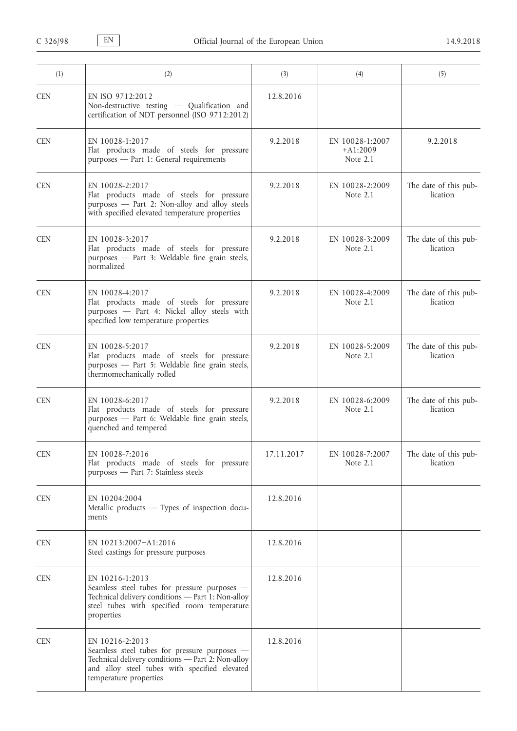| (1) | (2) | (3) | (4) | (5) |
|---|---|---|---|---|
| CEN | EN ISO 9712:2012<br>Non-destructive testing — Qualification and certification of NDT personnel (ISO 9712:2012) | 12.8.2016 | | |
| CEN | EN 10028-1:2017<br>Flat products made of steels for pressure purposes — Part 1: General requirements | 9.2.2018 | EN 10028-1:2007<br>+A1:2009<br>Note 2.1 | 9.2.2018 |
| CEN | EN 10028-2:2017<br>Flat products made of steels for pressure purposes — Part 2: Non-alloy and alloy steels with specified elevated temperature properties | 9.2.2018 | EN 10028-2:2009<br>Note 2.1 | The date of this publication |
| CEN | EN 10028-3:2017<br>Flat products made of steels for pressure purposes — Part 3: Weldable fine grain steels, normalized | 9.2.2018 | EN 10028-3:2009<br>Note 2.1 | The date of this publication |
| CEN | EN 10028-4:2017<br>Flat products made of steels for pressure purposes — Part 4: Nickel alloy steels with specified low temperature properties | 9.2.2018 | EN 10028-4:2009<br>Note 2.1 | The date of this publication |
| CEN | EN 10028-5:2017<br>Flat products made of steels for pressure purposes — Part 5: Weldable fine grain steels, thermomechanically rolled | 9.2.2018 | EN 10028-5:2009<br>Note 2.1 | The date of this publication |
| CEN | EN 10028-6:2017<br>Flat products made of steels for pressure purposes — Part 6: Weldable fine grain steels, quenched and tempered | 9.2.2018 | EN 10028-6:2009<br>Note 2.1 | The date of this publication |
| CEN | EN 10028-7:2016<br>Flat products made of steels for pressure purposes — Part 7: Stainless steels | 17.11.2017 | EN 10028-7:2007<br>Note 2.1 | The date of this publication |
| CEN | EN 10204:2004<br>Metallic products — Types of inspection documents | 12.8.2016 | | |
| CEN | EN 10213:2007+A1:2016<br>Steel castings for pressure purposes | 12.8.2016 | | |
| CEN | EN 10216-1:2013<br>Seamless steel tubes for pressure purposes — Technical delivery conditions — Part 1: Non-alloy steel tubes with specified room temperature properties | 12.8.2016 | | |
| CEN | EN 10216-2:2013<br>Seamless steel tubes for pressure purposes — Technical delivery conditions — Part 2: Non-alloy and alloy steel tubes with specified elevated temperature properties | 12.8.2016 | | |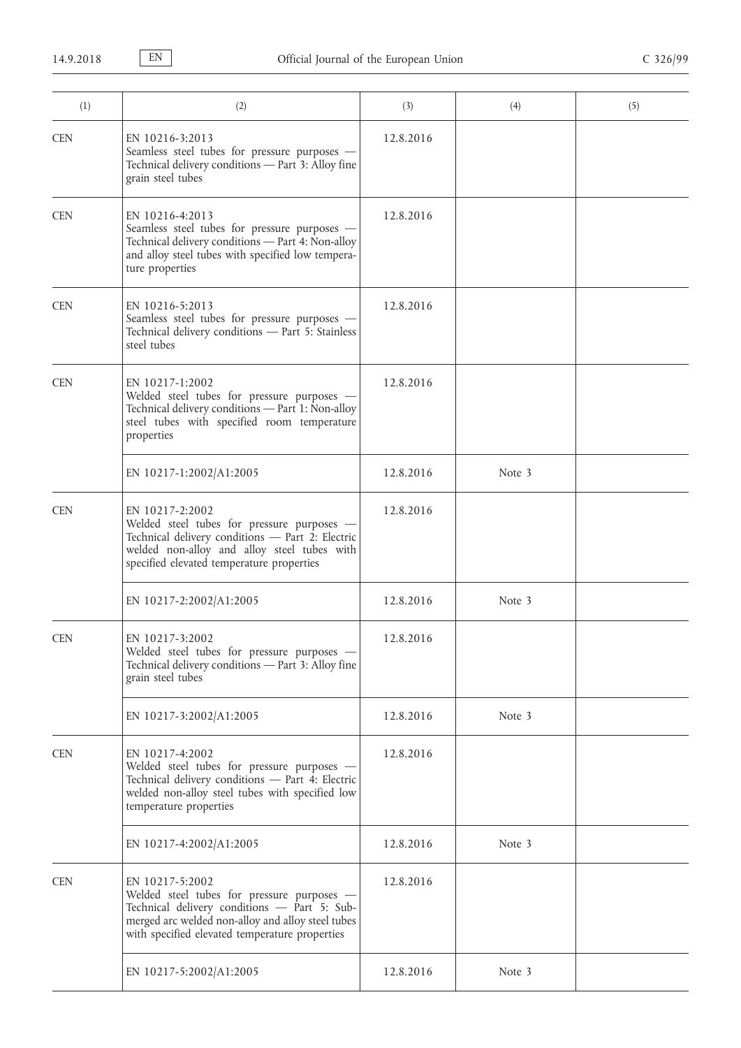| (1) | (2) | (3) | (4) | (5) |
|---|---|---|---|---|
| CEN | EN 10216-3:2013<br>Seamless steel tubes for pressure purposes — Technical delivery conditions — Part 3: Alloy fine grain steel tubes | 12.8.2016 | | |
| CEN | EN 10216-4:2013<br>Seamless steel tubes for pressure purposes — Technical delivery conditions — Part 4: Non-alloy and alloy steel tubes with specified low temperature properties | 12.8.2016 | | |
| CEN | EN 10216-5:2013<br>Seamless steel tubes for pressure purposes — Technical delivery conditions — Part 5: Stainless steel tubes | 12.8.2016 | | |
| CEN | EN 10217-1:2002<br>Welded steel tubes for pressure purposes — Technical delivery conditions — Part 1: Non-alloy steel tubes with specified room temperature properties | 12.8.2016 | | |
| | EN 10217-1:2002/A1:2005 | 12.8.2016 | Note 3 | |
| CEN | EN 10217-2:2002<br>Welded steel tubes for pressure purposes — Technical delivery conditions — Part 2: Electric welded non-alloy and alloy steel tubes with specified elevated temperature properties | 12.8.2016 | | |
| | EN 10217-2:2002/A1:2005 | 12.8.2016 | Note 3 | |
| CEN | EN 10217-3:2002<br>Welded steel tubes for pressure purposes — Technical delivery conditions — Part 3: Alloy fine grain steel tubes | 12.8.2016 | | |
| | EN 10217-3:2002/A1:2005 | 12.8.2016 | Note 3 | |
| CEN | EN 10217-4:2002<br>Welded steel tubes for pressure purposes — Technical delivery conditions — Part 4: Electric welded non-alloy steel tubes with specified low temperature properties | 12.8.2016 | | |
| | EN 10217-4:2002/A1:2005 | 12.8.2016 | Note 3 | |
| CEN | EN 10217-5:2002<br>Welded steel tubes for pressure purposes — Technical delivery conditions — Part 5: Submerged arc welded non-alloy and alloy steel tubes with specified elevated temperature properties | 12.8.2016 | | |
| | EN 10217-5:2002/A1:2005 | 12.8.2016 | Note 3 | |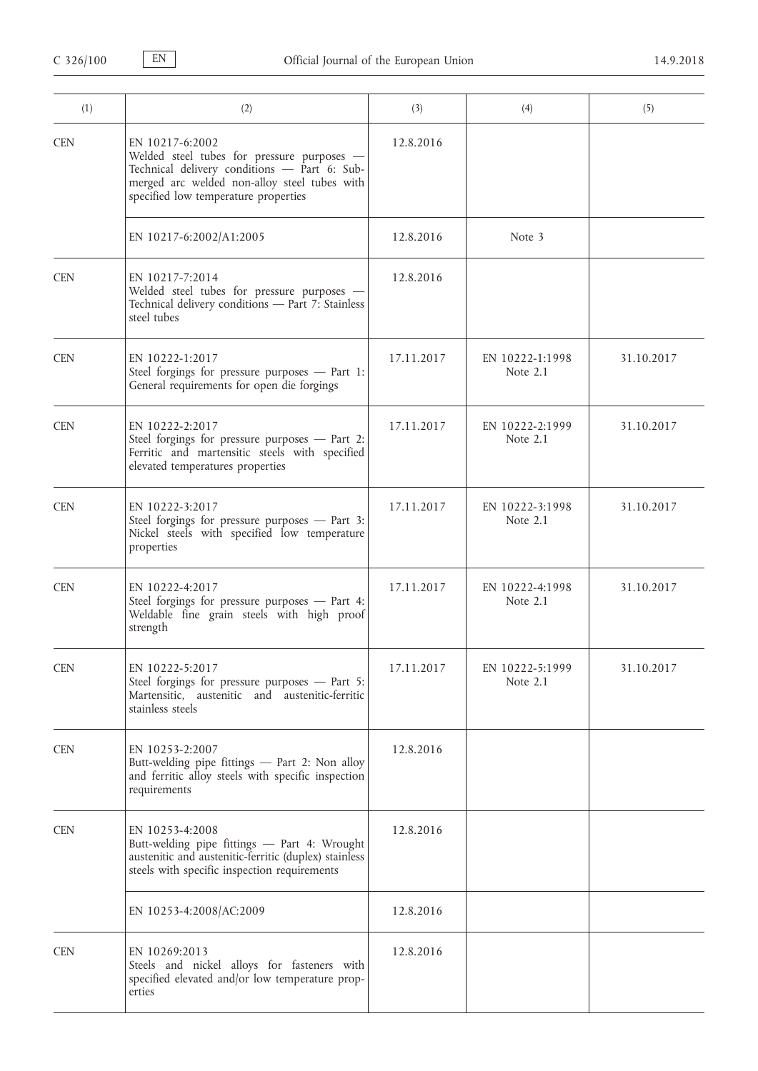| (1) | (2) | (3) | (4) | (5) |
|---|---|---|---|---|
| CEN | EN 10217-6:2002<br>Welded steel tubes for pressure purposes — Technical delivery conditions — Part 6: Submerged arc welded non-alloy steel tubes with specified low temperature properties | 12.8.2016 | | |
| | EN 10217-6:2002/A1:2005 | 12.8.2016 | Note 3 | |
| CEN | EN 10217-7:2014<br>Welded steel tubes for pressure purposes — Technical delivery conditions — Part 7: Stainless steel tubes | 12.8.2016 | | |
| CEN | EN 10222-1:2017<br>Steel forgings for pressure purposes — Part 1: General requirements for open die forgings | 17.11.2017 | EN 10222-1:1998<br>Note 2.1 | 31.10.2017 |
| CEN | EN 10222-2:2017<br>Steel forgings for pressure purposes — Part 2: Ferritic and martensitic steels with specified elevated temperatures properties | 17.11.2017 | EN 10222-2:1999<br>Note 2.1 | 31.10.2017 |
| CEN | EN 10222-3:2017<br>Steel forgings for pressure purposes — Part 3: Nickel steels with specified low temperature properties | 17.11.2017 | EN 10222-3:1998<br>Note 2.1 | 31.10.2017 |
| CEN | EN 10222-4:2017<br>Steel forgings for pressure purposes — Part 4: Weldable fine grain steels with high proof strength | 17.11.2017 | EN 10222-4:1998<br>Note 2.1 | 31.10.2017 |
| CEN | EN 10222-5:2017<br>Steel forgings for pressure purposes — Part 5: Martensitic, austenitic and austenitic-ferritic stainless steels | 17.11.2017 | EN 10222-5:1999<br>Note 2.1 | 31.10.2017 |
| CEN | EN 10253-2:2007<br>Butt-welding pipe fittings — Part 2: Non alloy and ferritic alloy steels with specific inspection requirements | 12.8.2016 | | |
| CEN | EN 10253-4:2008<br>Butt-welding pipe fittings — Part 4: Wrought austenitic and austenitic-ferritic (duplex) stainless steels with specific inspection requirements | 12.8.2016 | | |
| | EN 10253-4:2008/AC:2009 | 12.8.2016 | | |
| CEN | EN 10269:2013<br>Steels and nickel alloys for fasteners with specified elevated and/or low temperature properties | 12.8.2016 | | |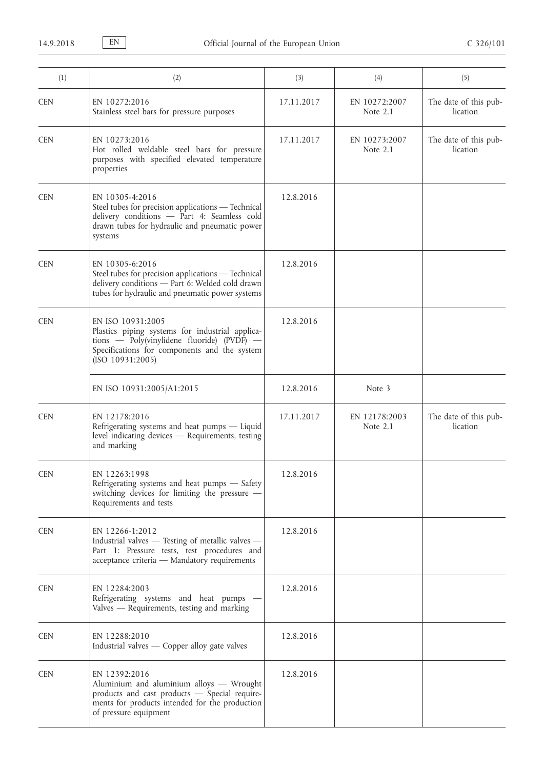| (1) | (2) | (3) | (4) | (5) |
|---|---|---|---|---|
| CEN | EN 10272:2016<br>Stainless steel bars for pressure purposes | 17.11.2017 | EN 10272:2007<br>Note 2.1 | The date of this publication |
| CEN | EN 10273:2016<br>Hot rolled weldable steel bars for pressure purposes with specified elevated temperature properties | 17.11.2017 | EN 10273:2007<br>Note 2.1 | The date of this publication |
| CEN | EN 10305-4:2016<br>Steel tubes for precision applications — Technical delivery conditions — Part 4: Seamless cold drawn tubes for hydraulic and pneumatic power systems | 12.8.2016 | | |
| CEN | EN 10305-6:2016<br>Steel tubes for precision applications — Technical delivery conditions — Part 6: Welded cold drawn tubes for hydraulic and pneumatic power systems | 12.8.2016 | | |
| CEN | EN ISO 10931:2005<br>Plastics piping systems for industrial applications — Poly(vinylidene fluoride) (PVDF) — Specifications for components and the system (ISO 10931:2005) | 12.8.2016 | | |
| | EN ISO 10931:2005/A1:2015 | 12.8.2016 | Note 3 | |
| CEN | EN 12178:2016<br>Refrigerating systems and heat pumps — Liquid level indicating devices — Requirements, testing and marking | 17.11.2017 | EN 12178:2003<br>Note 2.1 | The date of this publication |
| CEN | EN 12263:1998<br>Refrigerating systems and heat pumps — Safety switching devices for limiting the pressure — Requirements and tests | 12.8.2016 | | |
| CEN | EN 12266-1:2012<br>Industrial valves — Testing of metallic valves — Part 1: Pressure tests, test procedures and acceptance criteria — Mandatory requirements | 12.8.2016 | | |
| CEN | EN 12284:2003<br>Refrigerating systems and heat pumps — Valves — Requirements, testing and marking | 12.8.2016 | | |
| CEN | EN 12288:2010<br>Industrial valves — Copper alloy gate valves | 12.8.2016 | | |
| CEN | EN 12392:2016<br>Aluminium and aluminium alloys — Wrought products and cast products — Special requirements for products intended for the production of pressure equipment | 12.8.2016 | | |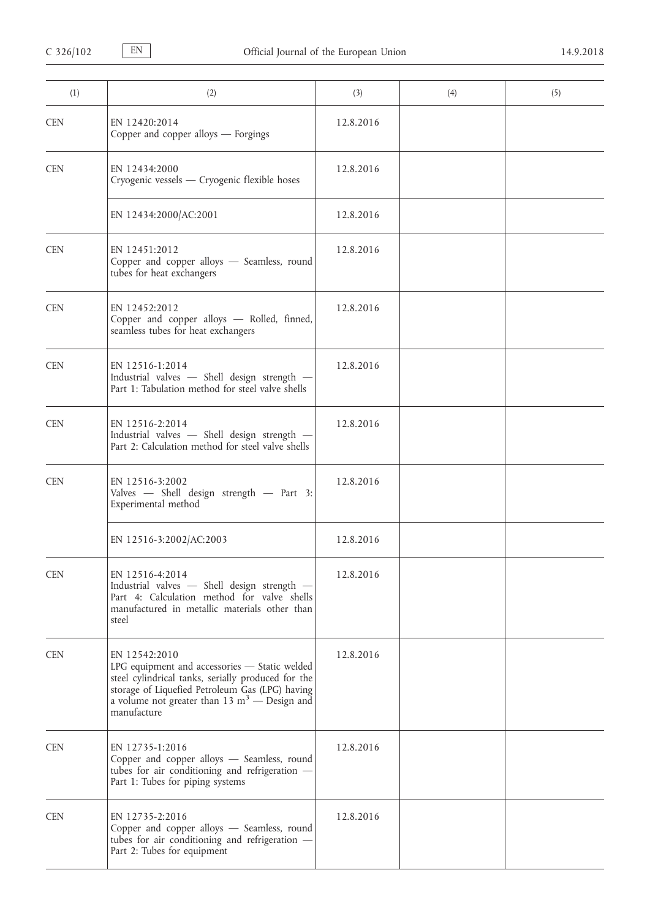| (1) | (2) | (3) | (4) | (5) |
|---|---|---|---|---|
| CEN | EN 12420:2014<br>Copper and copper alloys — Forgings | 12.8.2016 | | |
| CEN | EN 12434:2000<br>Cryogenic vessels — Cryogenic flexible hoses | 12.8.2016 | | |
| | EN 12434:2000/AC:2001 | 12.8.2016 | | |
| CEN | EN 12451:2012<br>Copper and copper alloys — Seamless, round tubes for heat exchangers | 12.8.2016 | | |
| CEN | EN 12452:2012<br>Copper and copper alloys — Rolled, finned, seamless tubes for heat exchangers | 12.8.2016 | | |
| CEN | EN 12516-1:2014<br>Industrial valves — Shell design strength — Part 1: Tabulation method for steel valve shells | 12.8.2016 | | |
| CEN | EN 12516-2:2014<br>Industrial valves — Shell design strength — Part 2: Calculation method for steel valve shells | 12.8.2016 | | |
| CEN | EN 12516-3:2002<br>Valves — Shell design strength — Part 3: Experimental method | 12.8.2016 | | |
| | EN 12516-3:2002/AC:2003 | 12.8.2016 | | |
| CEN | EN 12516-4:2014<br>Industrial valves — Shell design strength — Part 4: Calculation method for valve shells manufactured in metallic materials other than steel | 12.8.2016 | | |
| CEN | EN 12542:2010<br>LPG equipment and accessories — Static welded steel cylindrical tanks, serially produced for the storage of Liquefied Petroleum Gas (LPG) having a volume not greater than 13 $m^3$ — Design and manufacture | 12.8.2016 | | |
| CEN | EN 12735-1:2016<br>Copper and copper alloys — Seamless, round tubes for air conditioning and refrigeration — Part 1: Tubes for piping systems | 12.8.2016 | | |
| CEN | EN 12735-2:2016<br>Copper and copper alloys — Seamless, round tubes for air conditioning and refrigeration — Part 2: Tubes for equipment | 12.8.2016 | | |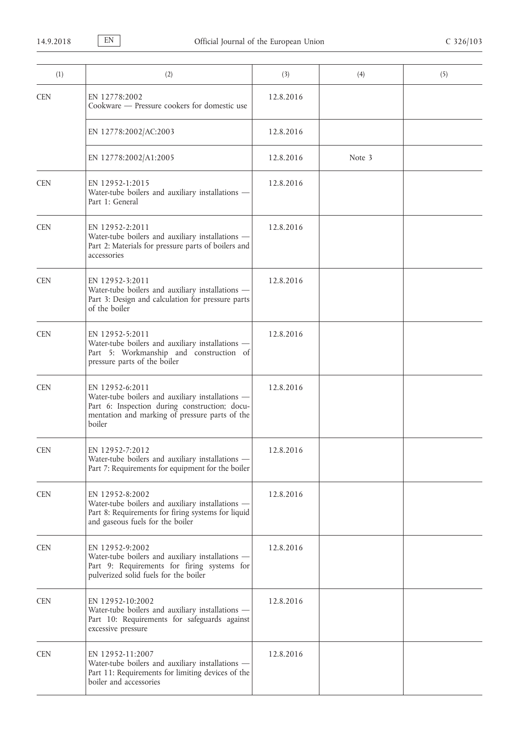| (1) | (2) | (3) | (4) | (5) |
|---|---|---|---|---|
| CEN | EN 12778:2002<br>Cookware — Pressure cookers for domestic use | 12.8.2016 | | |
| | EN 12778:2002/AC:2003 | 12.8.2016 | | |
| | EN 12778:2002/A1:2005 | 12.8.2016 | Note 3 | |
| CEN | EN 12952-1:2015<br>Water-tube boilers and auxiliary installations — Part 1: General | 12.8.2016 | | |
| CEN | EN 12952-2:2011<br>Water-tube boilers and auxiliary installations — Part 2: Materials for pressure parts of boilers and accessories | 12.8.2016 | | |
| CEN | EN 12952-3:2011<br>Water-tube boilers and auxiliary installations — Part 3: Design and calculation for pressure parts of the boiler | 12.8.2016 | | |
| CEN | EN 12952-5:2011<br>Water-tube boilers and auxiliary installations — Part 5: Workmanship and construction of pressure parts of the boiler | 12.8.2016 | | |
| CEN | EN 12952-6:2011<br>Water-tube boilers and auxiliary installations — Part 6: Inspection during construction; documentation and marking of pressure parts of the boiler | 12.8.2016 | | |
| CEN | EN 12952-7:2012<br>Water-tube boilers and auxiliary installations — Part 7: Requirements for equipment for the boiler | 12.8.2016 | | |
| CEN | EN 12952-8:2002<br>Water-tube boilers and auxiliary installations — Part 8: Requirements for firing systems for liquid and gaseous fuels for the boiler | 12.8.2016 | | |
| CEN | EN 12952-9:2002<br>Water-tube boilers and auxiliary installations — Part 9: Requirements for firing systems for pulverized solid fuels for the boiler | 12.8.2016 | | |
| CEN | EN 12952-10:2002<br>Water-tube boilers and auxiliary installations — Part 10: Requirements for safeguards against excessive pressure | 12.8.2016 | | |
| CEN | EN 12952-11:2007<br>Water-tube boilers and auxiliary installations — Part 11: Requirements for limiting devices of the boiler and accessories | 12.8.2016 | | |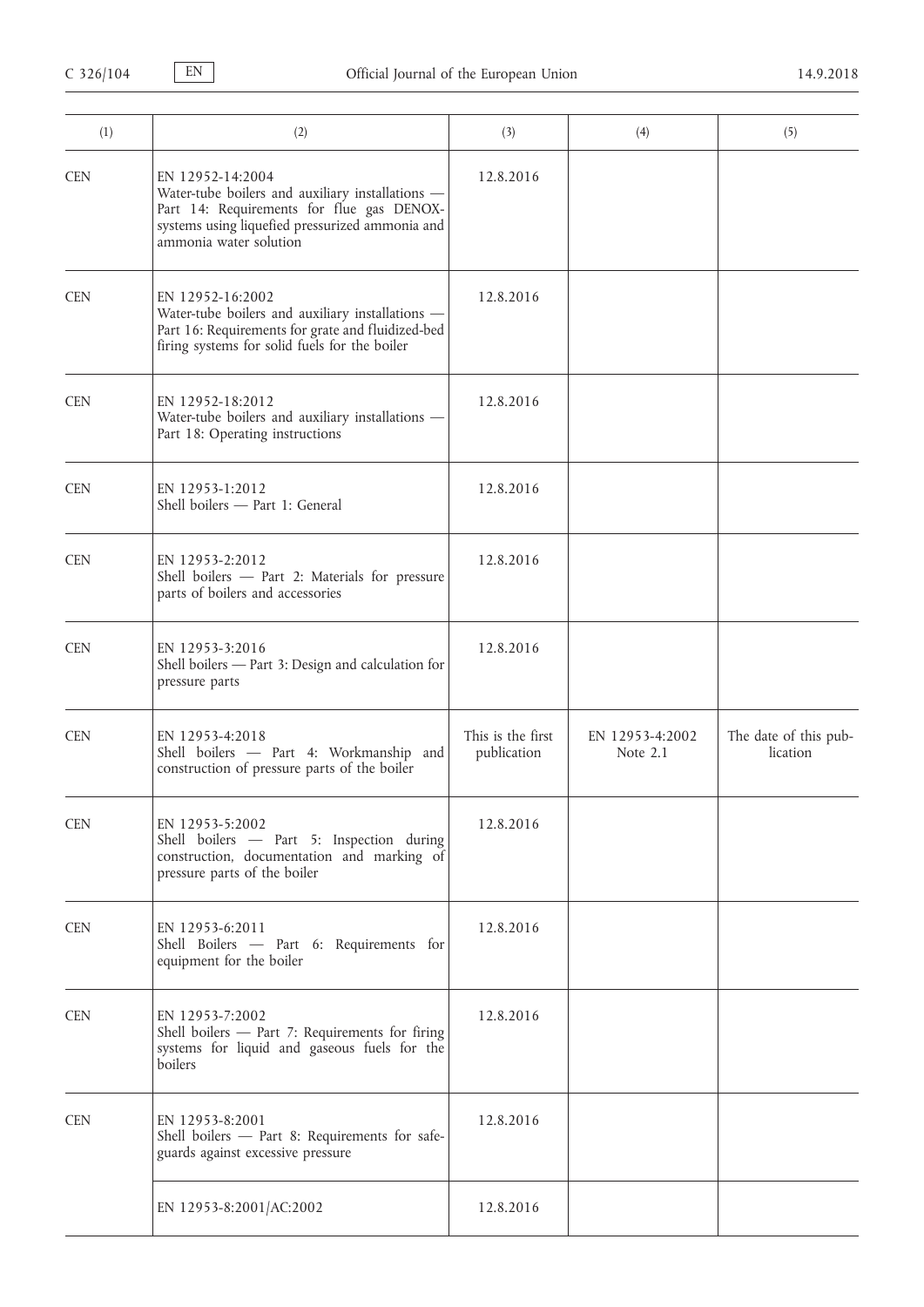| (1) | (2) | (3) | (4) | (5) |
|---|---|---|---|---|
| CEN | EN 12952-14:2004<br>Water-tube boilers and auxiliary installations — Part 14: Requirements for flue gas DENOX-systems using liquefied pressurized ammonia and ammonia water solution | 12.8.2016 | | |
| CEN | EN 12952-16:2002<br>Water-tube boilers and auxiliary installations — Part 16: Requirements for grate and fluidized-bed firing systems for solid fuels for the boiler | 12.8.2016 | | |
| CEN | EN 12952-18:2012<br>Water-tube boilers and auxiliary installations — Part 18: Operating instructions | 12.8.2016 | | |
| CEN | EN 12953-1:2012<br>Shell boilers — Part 1: General | 12.8.2016 | | |
| CEN | EN 12953-2:2012<br>Shell boilers — Part 2: Materials for pressure parts of boilers and accessories | 12.8.2016 | | |
| CEN | EN 12953-3:2016<br>Shell boilers — Part 3: Design and calculation for pressure parts | 12.8.2016 | | |
| CEN | EN 12953-4:2018<br>Shell boilers — Part 4: Workmanship and construction of pressure parts of the boiler | This is the first publication | EN 12953-4:2002<br>Note 2.1 | The date of this publication |
| CEN | EN 12953-5:2002<br>Shell boilers — Part 5: Inspection during construction, documentation and marking of pressure parts of the boiler | 12.8.2016 | | |
| CEN | EN 12953-6:2011<br>Shell Boilers — Part 6: Requirements for equipment for the boiler | 12.8.2016 | | |
| CEN | EN 12953-7:2002<br>Shell boilers — Part 7: Requirements for firing systems for liquid and gaseous fuels for the boilers | 12.8.2016 | | |
| CEN | EN 12953-8:2001<br>Shell boilers — Part 8: Requirements for safeguards against excessive pressure | 12.8.2016 | | |
| | EN 12953-8:2001/AC:2002 | 12.8.2016 | | |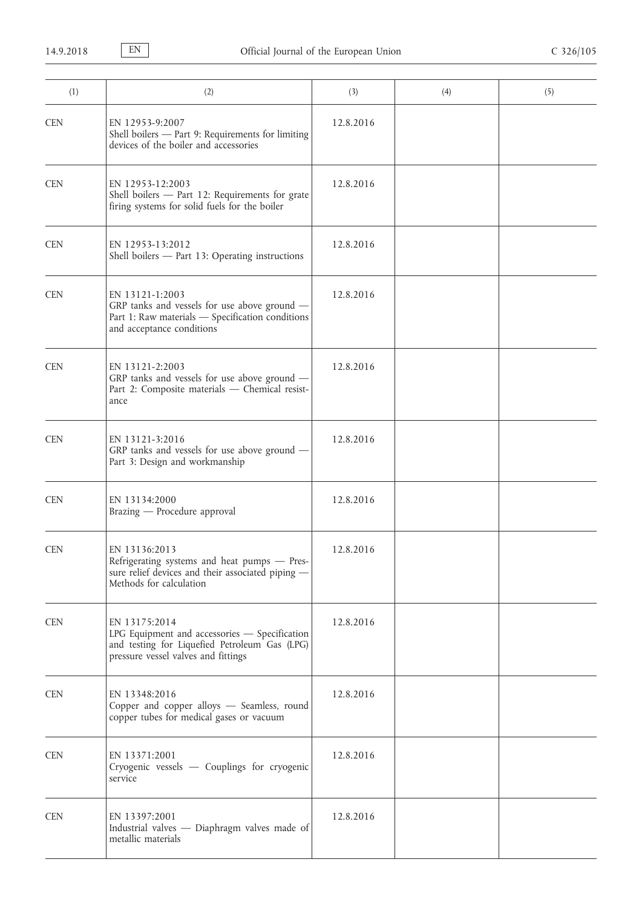| (1) | (2) | (3) | (4) | (5) |
|---|---|---|---|---|
| CEN | EN 12953-9:2007<br>Shell boilers — Part 9: Requirements for limiting devices of the boiler and accessories | 12.8.2016 | | |
| CEN | EN 12953-12:2003<br>Shell boilers — Part 12: Requirements for grate firing systems for solid fuels for the boiler | 12.8.2016 | | |
| CEN | EN 12953-13:2012<br>Shell boilers — Part 13: Operating instructions | 12.8.2016 | | |
| CEN | EN 13121-1:2003<br>GRP tanks and vessels for use above ground — Part 1: Raw materials — Specification conditions and acceptance conditions | 12.8.2016 | | |
| CEN | EN 13121-2:2003<br>GRP tanks and vessels for use above ground — Part 2: Composite materials — Chemical resistance | 12.8.2016 | | |
| CEN | EN 13121-3:2016<br>GRP tanks and vessels for use above ground — Part 3: Design and workmanship | 12.8.2016 | | |
| CEN | EN 13134:2000<br>Brazing — Procedure approval | 12.8.2016 | | |
| CEN | EN 13136:2013<br>Refrigerating systems and heat pumps — Pressure relief devices and their associated piping — Methods for calculation | 12.8.2016 | | |
| CEN | EN 13175:2014<br>LPG Equipment and accessories — Specification and testing for Liquefied Petroleum Gas (LPG) pressure vessel valves and fittings | 12.8.2016 | | |
| CEN | EN 13348:2016<br>Copper and copper alloys — Seamless, round copper tubes for medical gases or vacuum | 12.8.2016 | | |
| CEN | EN 13371:2001<br>Cryogenic vessels — Couplings for cryogenic service | 12.8.2016 | | |
| CEN | EN 13397:2001<br>Industrial valves — Diaphragm valves made of metallic materials | 12.8.2016 | | |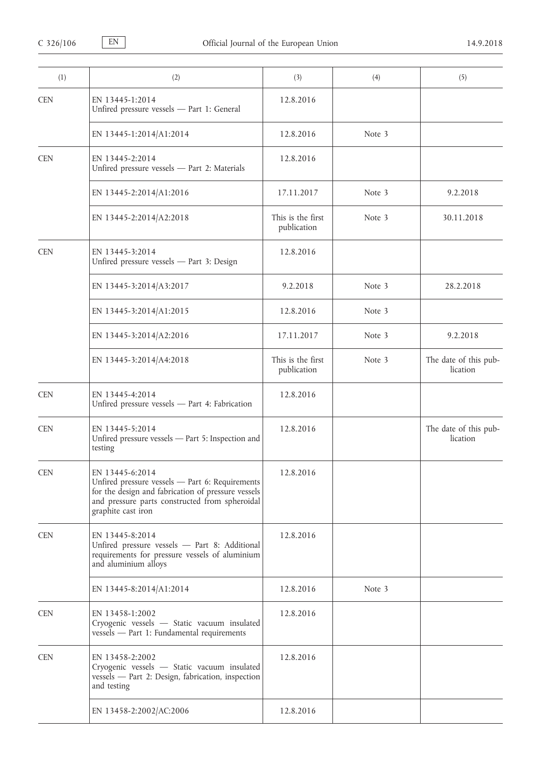| (1) | (2) | (3) | (4) | (5) |
|---|---|---|---|---|
| CEN | EN 13445-1:2014<br>Unfired pressure vessels — Part 1: General | 12.8.2016 | | |
| | EN 13445-1:2014/A1:2014 | 12.8.2016 | Note 3 | |
| CEN | EN 13445-2:2014<br>Unfired pressure vessels — Part 2: Materials | 12.8.2016 | | |
| | EN 13445-2:2014/A1:2016 | 17.11.2017 | Note 3 | 9.2.2018 |
| | EN 13445-2:2014/A2:2018 | This is the first publication | Note 3 | 30.11.2018 |
| CEN | EN 13445-3:2014<br>Unfired pressure vessels — Part 3: Design | 12.8.2016 | | |
| | EN 13445-3:2014/A3:2017 | 9.2.2018 | Note 3 | 28.2.2018 |
| | EN 13445-3:2014/A1:2015 | 12.8.2016 | Note 3 | |
| | EN 13445-3:2014/A2:2016 | 17.11.2017 | Note 3 | 9.2.2018 |
| | EN 13445-3:2014/A4:2018 | This is the first publication | Note 3 | The date of this publication |
| CEN | EN 13445-4:2014<br>Unfired pressure vessels — Part 4: Fabrication | 12.8.2016 | | |
| CEN | EN 13445-5:2014<br>Unfired pressure vessels — Part 5: Inspection and testing | 12.8.2016 | | The date of this publication |
| CEN | EN 13445-6:2014<br>Unfired pressure vessels — Part 6: Requirements for the design and fabrication of pressure vessels and pressure parts constructed from spheroidal graphite cast iron | 12.8.2016 | | |
| CEN | EN 13445-8:2014<br>Unfired pressure vessels — Part 8: Additional requirements for pressure vessels of aluminium and aluminium alloys | 12.8.2016 | | |
| | EN 13445-8:2014/A1:2014 | 12.8.2016 | Note 3 | |
| CEN | EN 13458-1:2002<br>Cryogenic vessels — Static vacuum insulated vessels — Part 1: Fundamental requirements | 12.8.2016 | | |
| CEN | EN 13458-2:2002<br>Cryogenic vessels — Static vacuum insulated vessels — Part 2: Design, fabrication, inspection and testing | 12.8.2016 | | |
| | EN 13458-2:2002/AC:2006 | 12.8.2016 | | |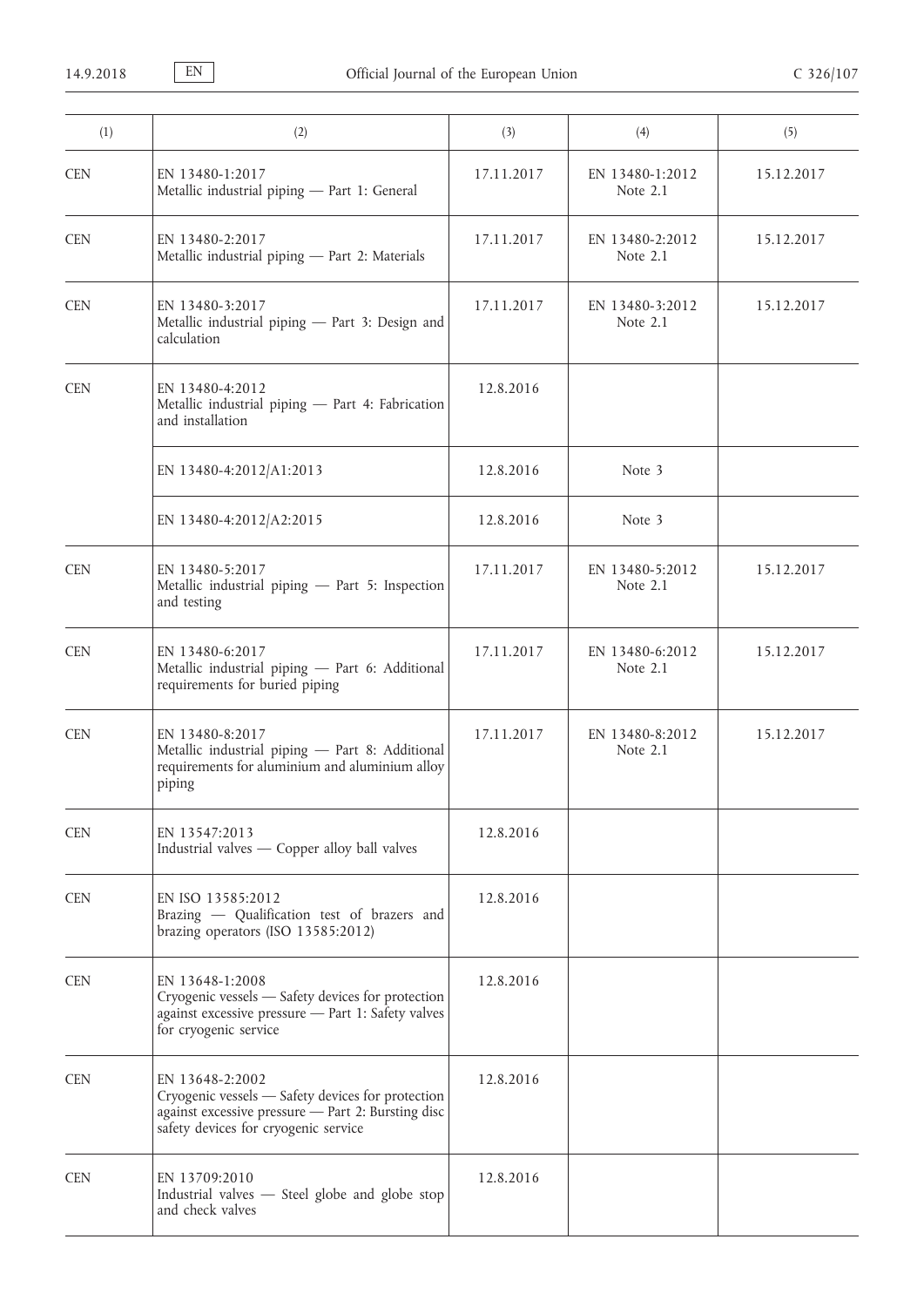| (1) | (2) | (3) | (4) | (5) |
|---|---|---|---|---|
| CEN | EN 13480-1:2017<br>Metallic industrial piping — Part 1: General | 17.11.2017 | EN 13480-1:2012<br>Note 2.1 | 15.12.2017 |
| CEN | EN 13480-2:2017<br>Metallic industrial piping — Part 2: Materials | 17.11.2017 | EN 13480-2:2012<br>Note 2.1 | 15.12.2017 |
| CEN | EN 13480-3:2017<br>Metallic industrial piping — Part 3: Design and calculation | 17.11.2017 | EN 13480-3:2012<br>Note 2.1 | 15.12.2017 |
| CEN | EN 13480-4:2012<br>Metallic industrial piping — Part 4: Fabrication and installation | 12.8.2016 | | |
| | EN 13480-4:2012/A1:2013 | 12.8.2016 | Note 3 | |
| | EN 13480-4:2012/A2:2015 | 12.8.2016 | Note 3 | |
| CEN | EN 13480-5:2017<br>Metallic industrial piping — Part 5: Inspection and testing | 17.11.2017 | EN 13480-5:2012<br>Note 2.1 | 15.12.2017 |
| CEN | EN 13480-6:2017<br>Metallic industrial piping — Part 6: Additional requirements for buried piping | 17.11.2017 | EN 13480-6:2012<br>Note 2.1 | 15.12.2017 |
| CEN | EN 13480-8:2017<br>Metallic industrial piping — Part 8: Additional requirements for aluminium and aluminium alloy piping | 17.11.2017 | EN 13480-8:2012<br>Note 2.1 | 15.12.2017 |
| CEN | EN 13547:2013<br>Industrial valves — Copper alloy ball valves | 12.8.2016 | | |
| CEN | EN ISO 13585:2012<br>Brazing — Qualification test of brazers and brazing operators (ISO 13585:2012) | 12.8.2016 | | |
| CEN | EN 13648-1:2008<br>Cryogenic vessels — Safety devices for protection against excessive pressure — Part 1: Safety valves for cryogenic service | 12.8.2016 | | |
| CEN | EN 13648-2:2002<br>Cryogenic vessels — Safety devices for protection against excessive pressure — Part 2: Bursting disc safety devices for cryogenic service | 12.8.2016 | | |
| CEN | EN 13709:2010<br>Industrial valves — Steel globe and globe stop and check valves | 12.8.2016 | | |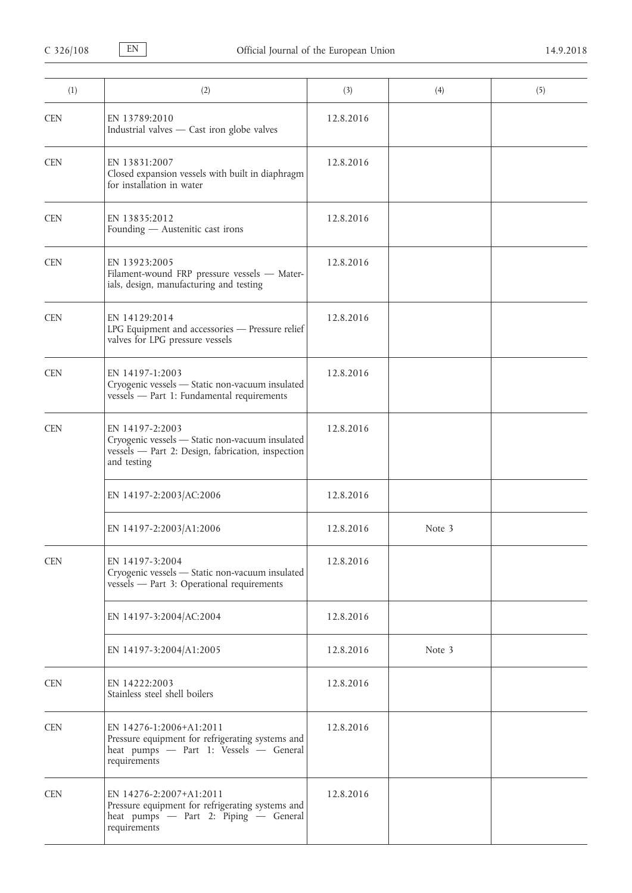| (1) | (2) | (3) | (4) | (5) |
|---|---|---|---|---|
| CEN | EN 13789:2010<br>Industrial valves — Cast iron globe valves | 12.8.2016 | | |
| CEN | EN 13831:2007<br>Closed expansion vessels with built in diaphragm for installation in water | 12.8.2016 | | |
| CEN | EN 13835:2012<br>Founding — Austenitic cast irons | 12.8.2016 | | |
| CEN | EN 13923:2005<br>Filament-wound FRP pressure vessels — Materials, design, manufacturing and testing | 12.8.2016 | | |
| CEN | EN 14129:2014<br>LPG Equipment and accessories — Pressure relief valves for LPG pressure vessels | 12.8.2016 | | |
| CEN | EN 14197-1:2003<br>Cryogenic vessels — Static non-vacuum insulated vessels — Part 1: Fundamental requirements | 12.8.2016 | | |
| CEN | EN 14197-2:2003<br>Cryogenic vessels — Static non-vacuum insulated vessels — Part 2: Design, fabrication, inspection and testing | 12.8.2016 | | |
| | EN 14197-2:2003/AC:2006 | 12.8.2016 | | |
| | EN 14197-2:2003/A1:2006 | 12.8.2016 | Note 3 | |
| CEN | EN 14197-3:2004<br>Cryogenic vessels — Static non-vacuum insulated vessels — Part 3: Operational requirements | 12.8.2016 | | |
| | EN 14197-3:2004/AC:2004 | 12.8.2016 | | |
| | EN 14197-3:2004/A1:2005 | 12.8.2016 | Note 3 | |
| CEN | EN 14222:2003<br>Stainless steel shell boilers | 12.8.2016 | | |
| CEN | EN 14276-1:2006+A1:2011<br>Pressure equipment for refrigerating systems and heat pumps — Part 1: Vessels — General requirements | 12.8.2016 | | |
| CEN | EN 14276-2:2007+A1:2011<br>Pressure equipment for refrigerating systems and heat pumps — Part 2: Piping — General requirements | 12.8.2016 | | |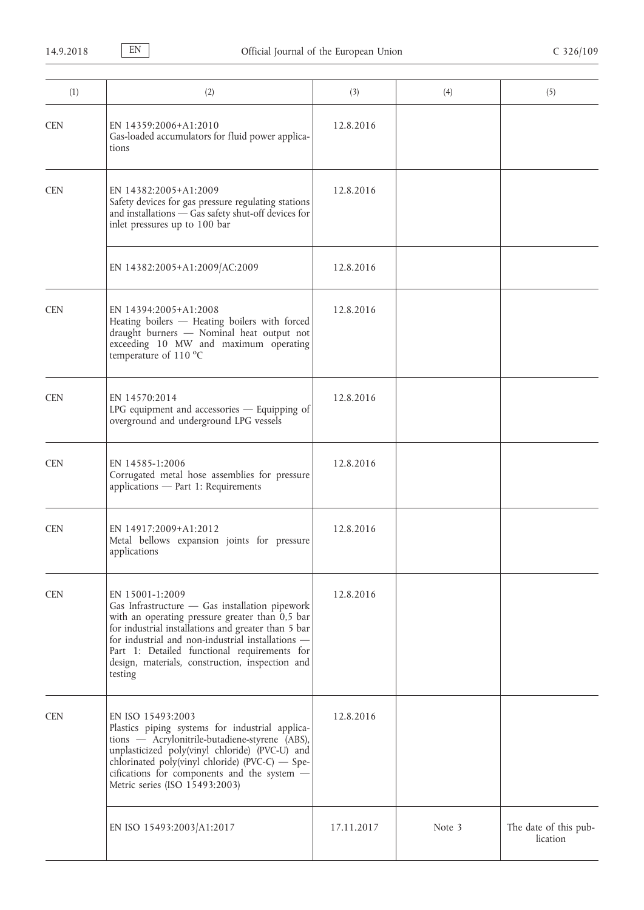| (1) | (2) | (3) | (4) | (5) |
|---|---|---|---|---|
| CEN | EN 14359:2006+A1:2010<br>Gas-loaded accumulators for fluid power applications | 12.8.2016 | | |
| CEN | EN 14382:2005+A1:2009<br>Safety devices for gas pressure regulating stations and installations — Gas safety shut-off devices for inlet pressures up to 100 bar | 12.8.2016 | | |
| | EN 14382:2005+A1:2009/AC:2009 | 12.8.2016 | | |
| CEN | EN 14394:2005+A1:2008<br>Heating boilers — Heating boilers with forced draught burners — Nominal heat output not exceeding 10 MW and maximum operating temperature of 110 °C | 12.8.2016 | | |
| CEN | EN 14570:2014<br>LPG equipment and accessories — Equipping of overground and underground LPG vessels | 12.8.2016 | | |
| CEN | EN 14585-1:2006<br>Corrugated metal hose assemblies for pressure applications — Part 1: Requirements | 12.8.2016 | | |
| CEN | EN 14917:2009+A1:2012<br>Metal bellows expansion joints for pressure applications | 12.8.2016 | | |
| CEN | EN 15001-1:2009<br>Gas Infrastructure — Gas installation pipework with an operating pressure greater than 0,5 bar for industrial installations and greater than 5 bar for industrial and non-industrial installations — Part 1: Detailed functional requirements for design, materials, construction, inspection and testing | 12.8.2016 | | |
| CEN | EN ISO 15493:2003<br>Plastics piping systems for industrial applications — Acrylonitrile-butadiene-styrene (ABS), unplasticized poly(vinyl chloride) (PVC-U) and chlorinated poly(vinyl chloride) (PVC-C) — Specifications for components and the system — Metric series (ISO 15493:2003) | 12.8.2016 | | |
| | EN ISO 15493:2003/A1:2017 | 17.11.2017 | Note 3 | The date of this publication |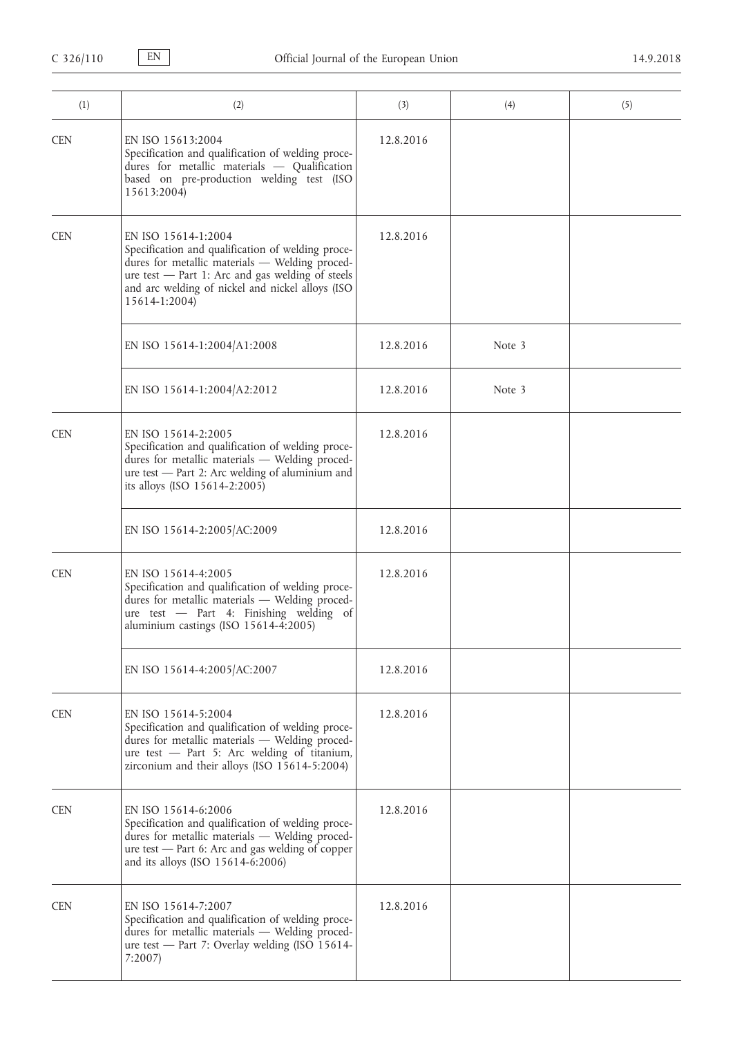| (1) | (2) | (3) | (4) | (5) |
|---|---|---|---|---|
| CEN | EN ISO 15613:2004<br>Specification and qualification of welding procedures for metallic materials — Qualification based on pre-production welding test (ISO 15613:2004) | 12.8.2016 | | |
| CEN | EN ISO 15614-1:2004<br>Specification and qualification of welding procedures for metallic materials — Welding procedure test — Part 1: Arc and gas welding of steels and arc welding of nickel and nickel alloys (ISO 15614-1:2004) | 12.8.2016 | | |
| | EN ISO 15614-1:2004/A1:2008 | 12.8.2016 | Note 3 | |
| | EN ISO 15614-1:2004/A2:2012 | 12.8.2016 | Note 3 | |
| CEN | EN ISO 15614-2:2005<br>Specification and qualification of welding procedures for metallic materials — Welding procedure test — Part 2: Arc welding of aluminium and its alloys (ISO 15614-2:2005) | 12.8.2016 | | |
| | EN ISO 15614-2:2005/AC:2009 | 12.8.2016 | | |
| CEN | EN ISO 15614-4:2005<br>Specification and qualification of welding procedures for metallic materials — Welding procedure test — Part 4: Finishing welding of aluminium castings (ISO 15614-4:2005) | 12.8.2016 | | |
| | EN ISO 15614-4:2005/AC:2007 | 12.8.2016 | | |
| CEN | EN ISO 15614-5:2004<br>Specification and qualification of welding procedures for metallic materials — Welding procedure test — Part 5: Arc welding of titanium, zirconium and their alloys (ISO 15614-5:2004) | 12.8.2016 | | |
| CEN | EN ISO 15614-6:2006<br>Specification and qualification of welding procedures for metallic materials — Welding procedure test — Part 6: Arc and gas welding of copper and its alloys (ISO 15614-6:2006) | 12.8.2016 | | |
| CEN | EN ISO 15614-7:2007<br>Specification and qualification of welding procedures for metallic materials — Welding procedure test — Part 7: Overlay welding (ISO 15614-7:2007) | 12.8.2016 | | |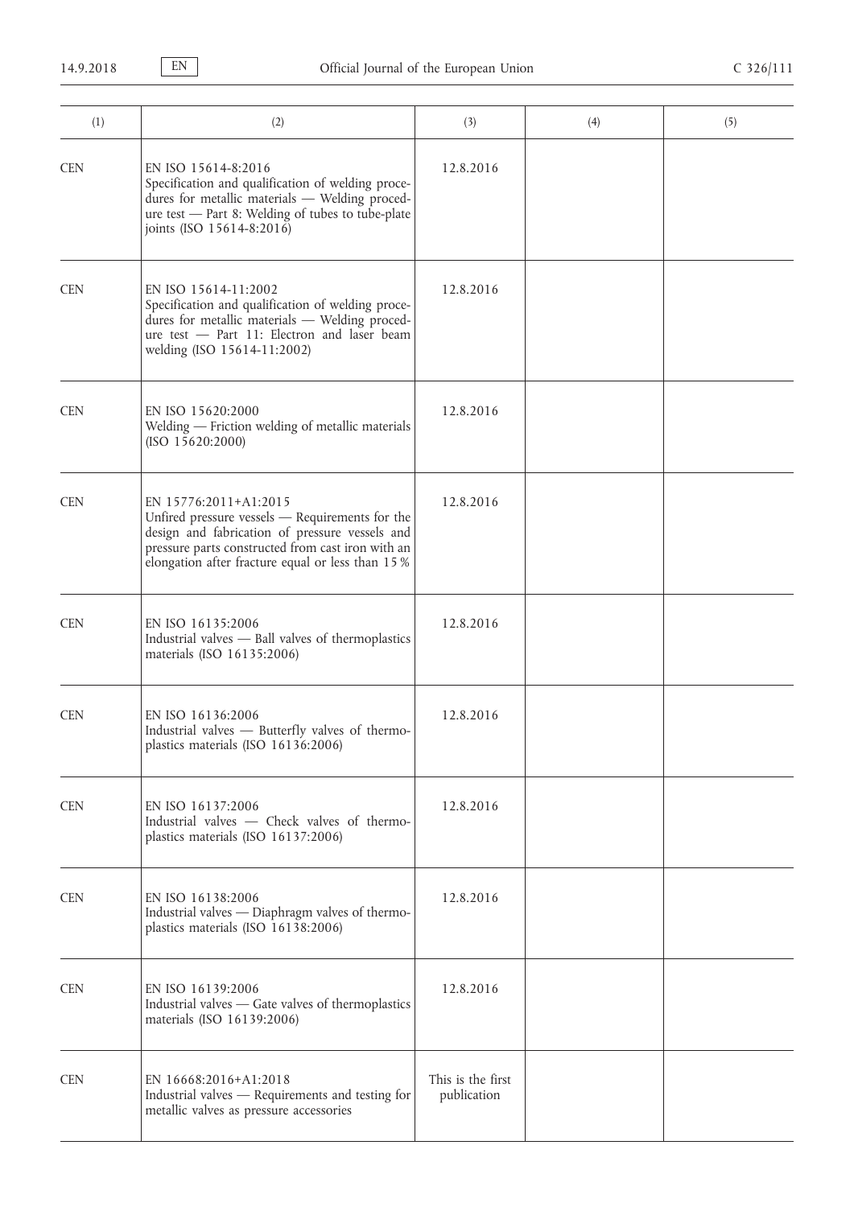| (1) | (2) | (3) | (4) | (5) |
|---|---|---|---|---|
| CEN | EN ISO 15614-8:2016<br>Specification and qualification of welding procedures for metallic materials — Welding procedure test — Part 8: Welding of tubes to tube-plate joints (ISO 15614-8:2016) | 12.8.2016 | | |
| CEN | EN ISO 15614-11:2002<br>Specification and qualification of welding procedures for metallic materials — Welding procedure test — Part 11: Electron and laser beam welding (ISO 15614-11:2002) | 12.8.2016 | | |
| CEN | EN ISO 15620:2000<br>Welding — Friction welding of metallic materials (ISO 15620:2000) | 12.8.2016 | | |
| CEN | EN 15776:2011+A1:2015<br>Unfired pressure vessels — Requirements for the design and fabrication of pressure vessels and pressure parts constructed from cast iron with an elongation after fracture equal or less than 15 % | 12.8.2016 | | |
| CEN | EN ISO 16135:2006<br>Industrial valves — Ball valves of thermoplastics materials (ISO 16135:2006) | 12.8.2016 | | |
| CEN | EN ISO 16136:2006<br>Industrial valves — Butterfly valves of thermoplastics materials (ISO 16136:2006) | 12.8.2016 | | |
| CEN | EN ISO 16137:2006<br>Industrial valves — Check valves of thermoplastics materials (ISO 16137:2006) | 12.8.2016 | | |
| CEN | EN ISO 16138:2006<br>Industrial valves — Diaphragm valves of thermoplastics materials (ISO 16138:2006) | 12.8.2016 | | |
| CEN | EN ISO 16139:2006<br>Industrial valves — Gate valves of thermoplastics materials (ISO 16139:2006) | 12.8.2016 | | |
| CEN | EN 16668:2016+A1:2018<br>Industrial valves — Requirements and testing for metallic valves as pressure accessories | This is the first publication | | |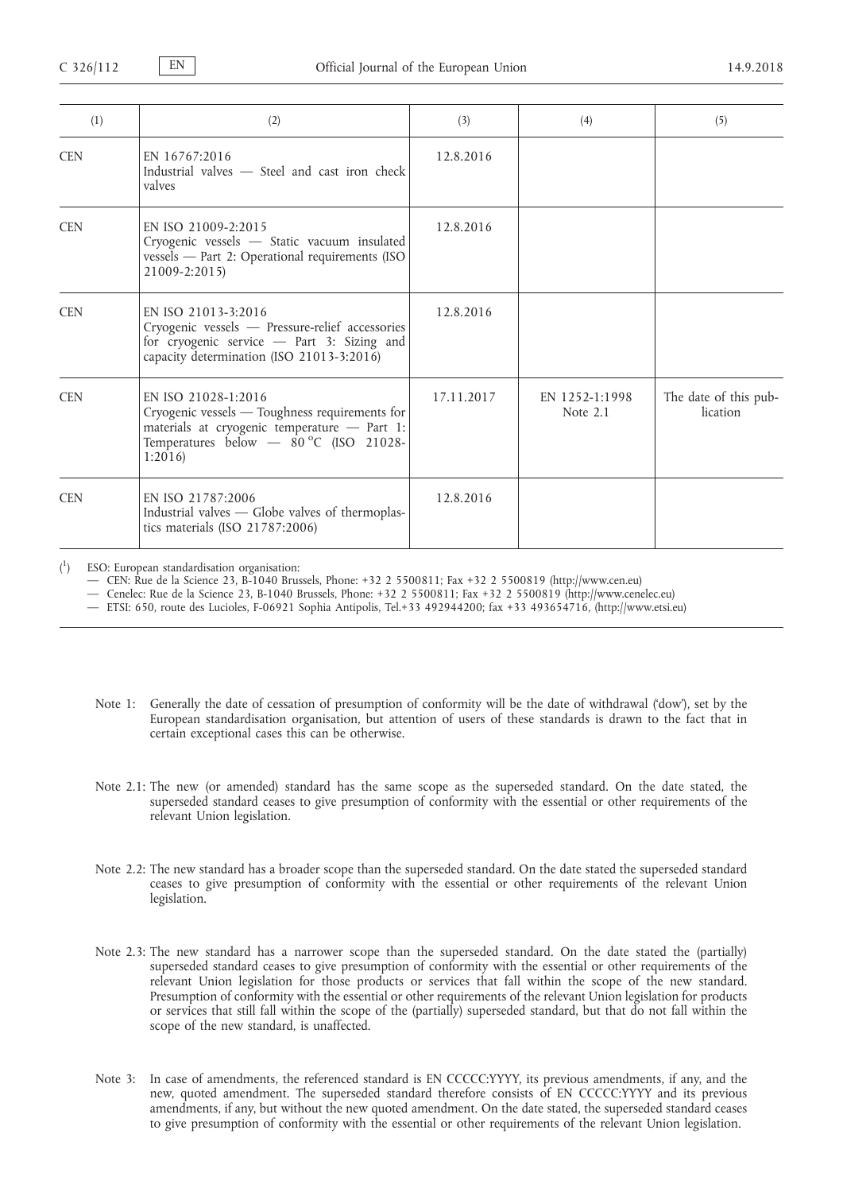| (1) | (2) | (3) | (4) | (5) |
|---|---|---|---|---|
| CEN | EN 16767:2016<br>Industrial valves — Steel and cast iron check valves | 12.8.2016 | | |
| CEN | EN ISO 21009-2:2015<br>Cryogenic vessels — Static vacuum insulated vessels — Part 2: Operational requirements (ISO 21009-2:2015) | 12.8.2016 | | |
| CEN | EN ISO 21013-3:2016<br>Cryogenic vessels — Pressure-relief accessories for cryogenic service — Part 3: Sizing and capacity determination (ISO 21013-3:2016) | 12.8.2016 | | |
| CEN | EN ISO 21028-1:2016<br>Cryogenic vessels — Toughness requirements for materials at cryogenic temperature — Part 1: Temperatures below — 80 °C (ISO 21028-1:2016) | 17.11.2017 | EN 1252-1:1998<br>Note 2.1 | The date of this publication |
| CEN | EN ISO 21787:2006<br>Industrial valves — Globe valves of thermoplastics materials (ISO 21787:2006) | 12.8.2016 | | |

(1) ESO: European standardisation organisation:

— CEN: Rue de la Science 23, B-1040 Brussels, Phone: +32 2 5500811; Fax +32 2 5500819 (http://www.cen.eu)

— Cenelec: Rue de la Science 23, B-1040 Brussels, Phone: +32 2 5500811; Fax +32 2 5500819 (http://www.cenelec.eu)

— ETSI: 650, route des Lucioles, F-06921 Sophia Antipolis, Tel.+33 492944200; fax +33 493654716, (http://www.etsi.eu)

Note 1: Generally the date of cessation of presumption of conformity will be the date of withdrawal ('dow'), set by the European standardisation organisation, but attention of users of these standards is drawn to the fact that in certain exceptional cases this can be otherwise.

Note 2.1: The new (or amended) standard has the same scope as the superseded standard. On the date stated, the superseded standard ceases to give presumption of conformity with the essential or other requirements of the relevant Union legislation.

Note 2.2: The new standard has a broader scope than the superseded standard. On the date stated the superseded standard ceases to give presumption of conformity with the essential or other requirements of the relevant Union legislation.

Note 2.3: The new standard has a narrower scope than the superseded standard. On the date stated the (partially) superseded standard ceases to give presumption of conformity with the essential or other requirements of the relevant Union legislation for those products or services that fall within the scope of the new standard. Presumption of conformity with the essential or other requirements of the relevant Union legislation for products or services that still fall within the scope of the (partially) superseded standard, but that do not fall within the scope of the new standard, is unaffected.

Note 3: In case of amendments, the referenced standard is EN CCCCC:YYYY, its previous amendments, if any, and the new, quoted amendment. The superseded standard therefore consists of EN CCCCC:YYYY and its previous amendments, if any, but without the new quoted amendment. On the date stated, the superseded standard ceases to give presumption of conformity with the essential or other requirements of the relevant Union legislation.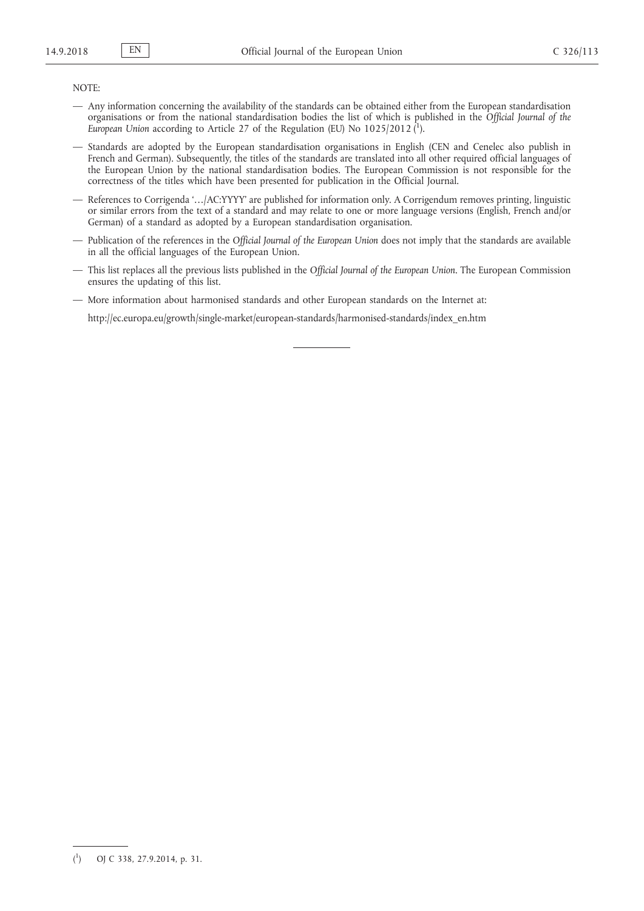NOTE:

- Any information concerning the availability of the standards can be obtained either from the European standardisation organisations or from the national standardisation bodies the list of which is published in the *Official Journal of the European Union* according to Article 27 of the Regulation (EU) No 1025/2012 ([1]).
- Standards are adopted by the European standardisation organisations in English (CEN and Cenelec also publish in French and German). Subsequently, the titles of the standards are translated into all other required official languages of the European Union by the national standardisation bodies. The European Commission is not responsible for the correctness of the titles which have been presented for publication in the Official Journal.
- References to Corrigenda '…/AC:YYYY' are published for information only. A Corrigendum removes printing, linguistic or similar errors from the text of a standard and may relate to one or more language versions (English, French and/or German) of a standard as adopted by a European standardisation organisation.
- Publication of the references in the *Official Journal of the European Union* does not imply that the standards are available in all the official languages of the European Union.
- This list replaces all the previous lists published in the *Official Journal of the European Union*. The European Commission ensures the updating of this list.
- More information about harmonised standards and other European standards on the Internet at:

  http://ec.europa.eu/growth/single-market/european-standards/harmonised-standards/index_en.htm

---

([1]) OJ C 338, 27.9.2014, p. 31.